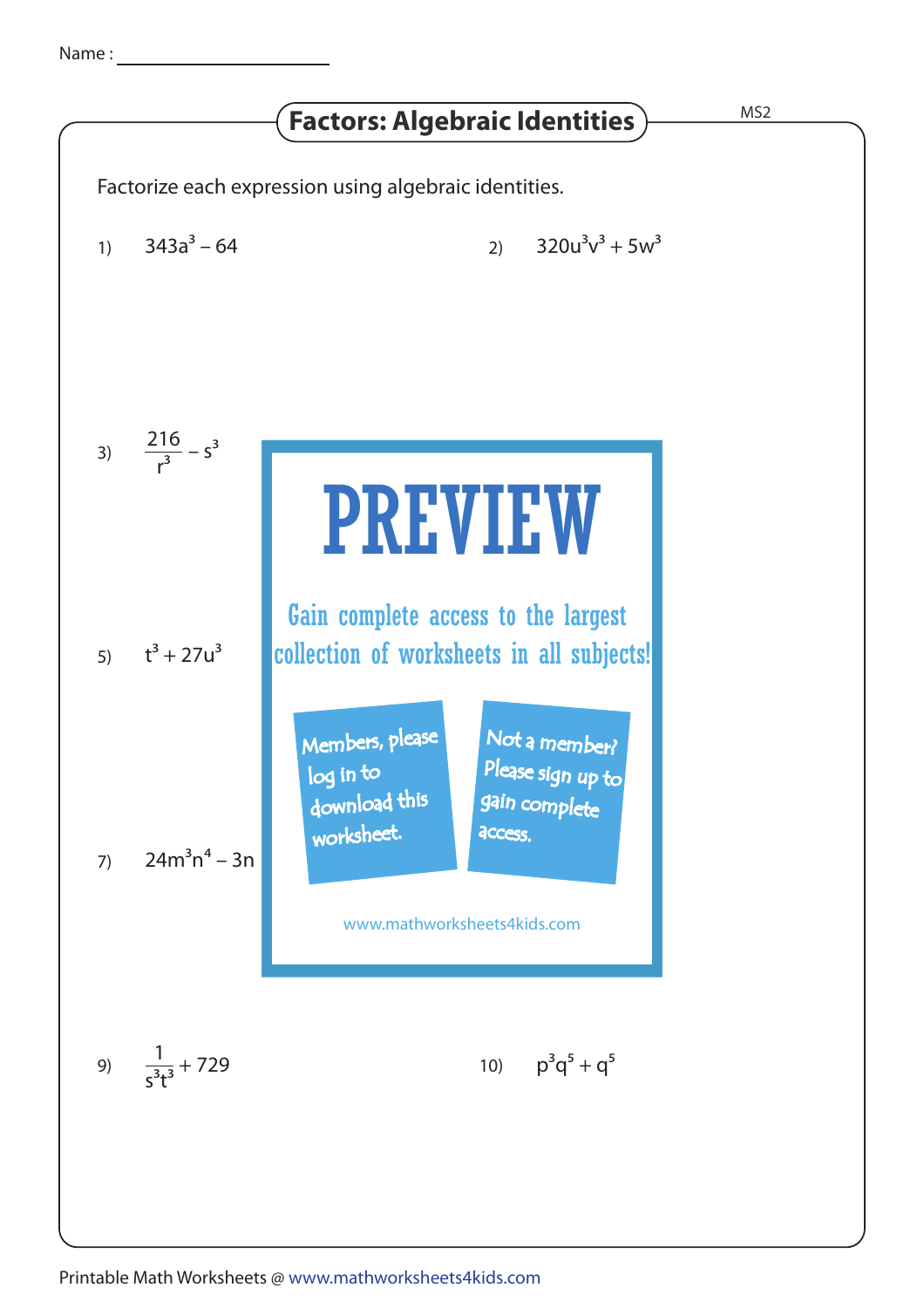Name : ____________________

# Factors: Algebraic Identities

Factorize each expression using algebraic identities.

1) $343a^3 - 64$

2) $320u^3v^3 + 5w^3$

3) $\frac{216}{r^3} - s^3$

PREVIEW

Gain complete access to the largest collection of worksheets in all subjects!

Members, please log in to download this worksheet.

Not a member? Please sign up to gain complete access.

www.mathworksheets4kids.com

5) $t^3 + 27u^3$

7) $24m^3n^4 - 3n$

9) $\frac{1}{s^3t^3} + 729$

10) $p^3q^5 + q^5$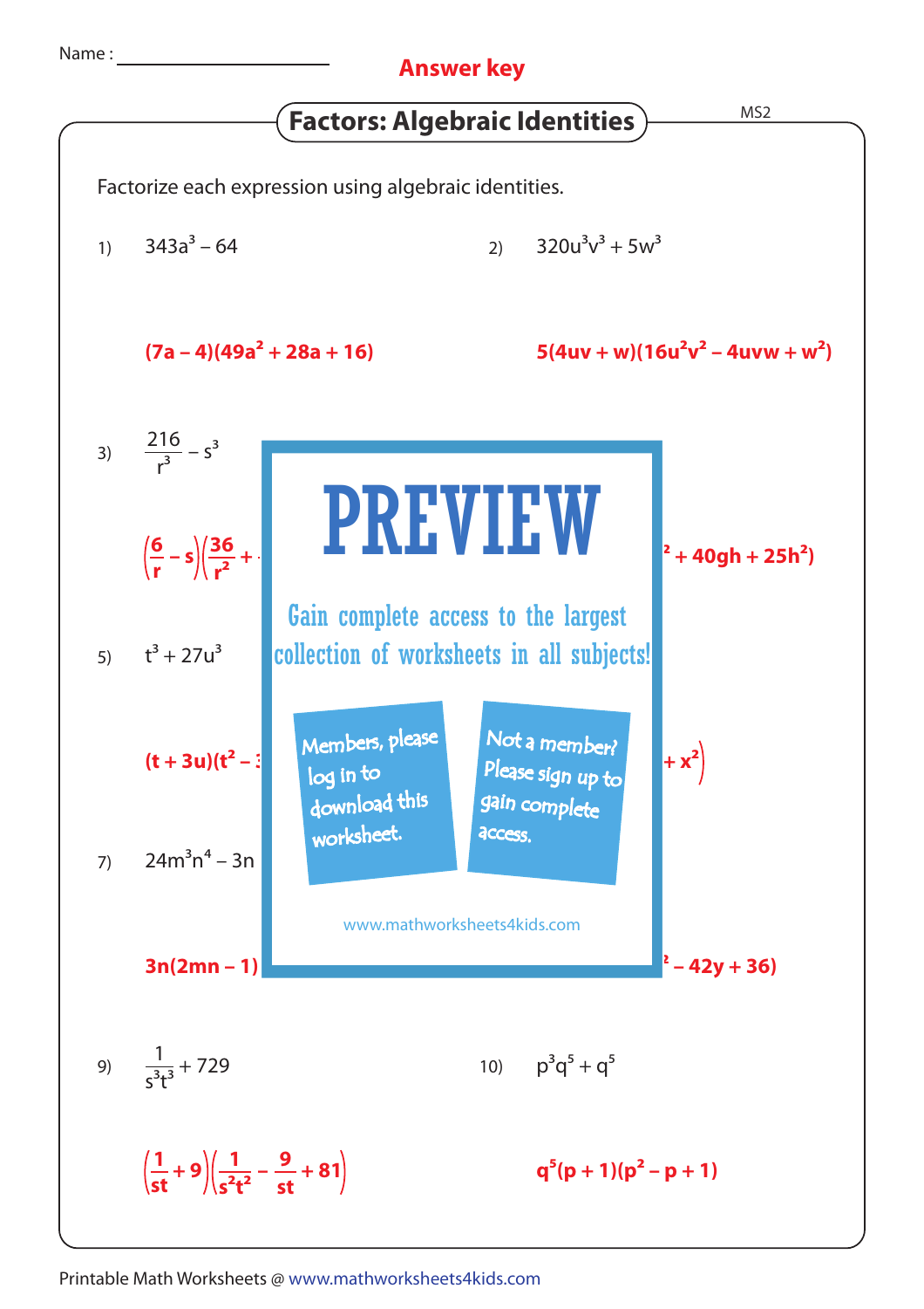Name : ____________________

**Answer key**

# Factors: Algebraic Identities

MS2

Factorize each expression using algebraic identities.

1) $343a^3 - 64$

**$(7a - 4)(49a^2 + 28a + 16)$**

2) $320u^3v^3 + 5w^3$

**$5(4uv + w)(16u^2v^2 - 4uvw + w^2)$**

3) $\frac{216}{r^3} - s^3$

**$\left(\frac{6}{r} - s\right)\left(\frac{36}{r^2} + \right.$**

**$^2 + 40gh + 25h^2)$**

5) $t^3 + 27u^3$

**$(t + 3u)(t^2 -$**

**$+ x^2\right)$**

7) $24m^3n^4 - 3n$

**$3n(2mn - 1)$**

**$^2 - 42y + 36)$**

PREVIEW

Gain complete access to the largest collection of worksheets in all subjects!

Members, please log in to download this worksheet.

Not a member? Please sign up to gain complete access.

www.mathworksheets4kids.com

9) $\frac{1}{s^3t^3} + 729$

**$\left(\frac{1}{st} + 9\right)\left(\frac{1}{s^2t^2} - \frac{9}{st} + 81\right)$**

10) $p^3q^5 + q^5$

**$q^5(p + 1)(p^2 - p + 1)$**

Printable Math Worksheets @ www.mathworksheets4kids.com